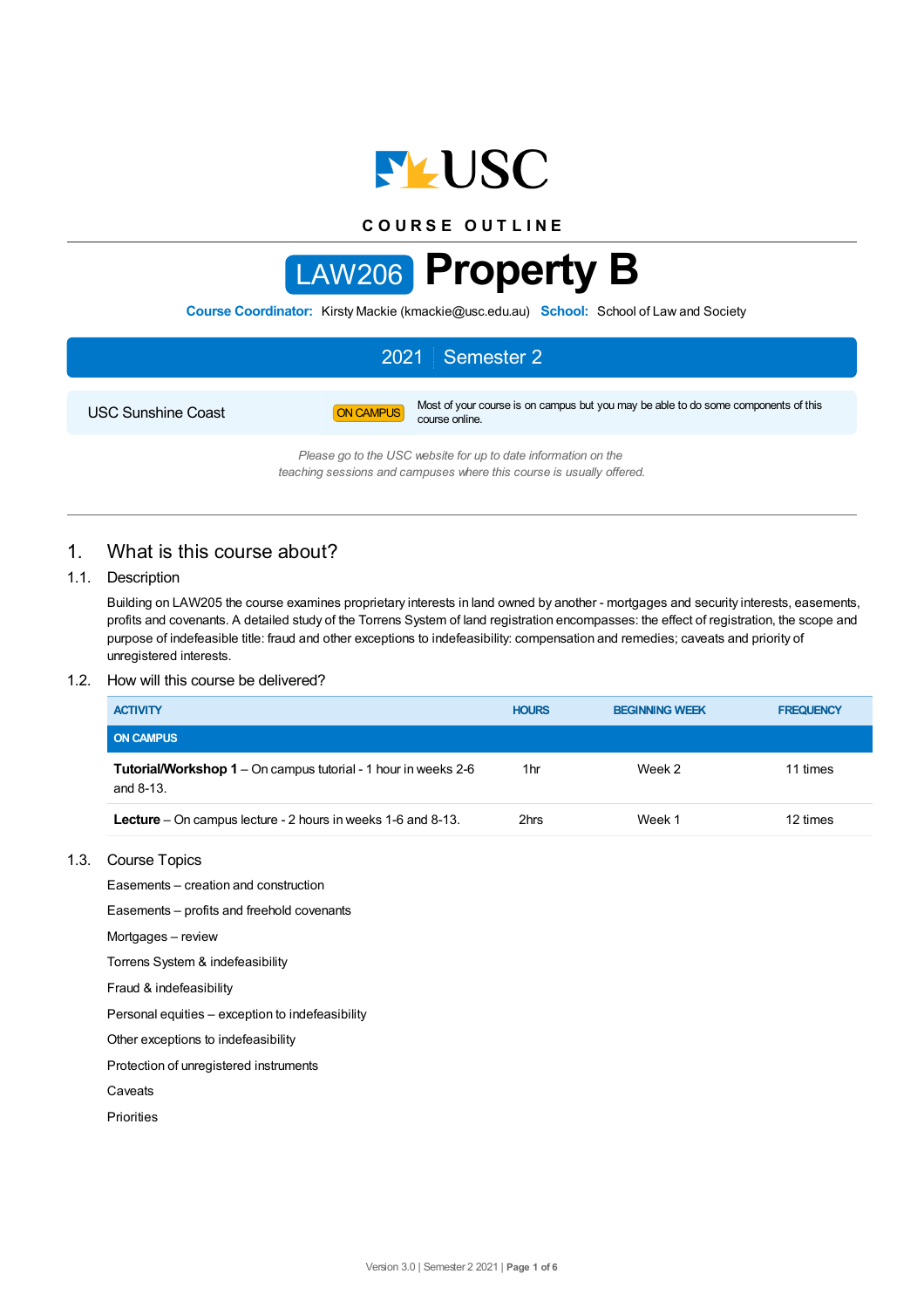USC

COURSE OUTLINE

# LAW206 Property B

**Course Coordinator:** Kirsty Mackie (kmackie@usc.edu.au) **School:** School of Law and Society

## 2021 | Semester 2

| USC Sunshine Coast | ON CAMPUS | Most of your course is on campus but you may be able to do some components of this course online. |
|---|---|---|

*Please go to the USC website for up to date information on the teaching sessions and campuses where this course is usually offered.*

## 1. What is this course about?

### 1.1. Description

Building on LAW205 the course examines proprietary interests in land owned by another - mortgages and security interests, easements, profits and covenants. A detailed study of the Torrens System of land registration encompasses: the effect of registration, the scope and purpose of indefeasible title: fraud and other exceptions to indefeasibility: compensation and remedies; caveats and priority of unregistered interests.

### 1.2. How will this course be delivered?

| ACTIVITY | HOURS | BEGINNING WEEK | FREQUENCY |
|---|---|---|---|
| **ON CAMPUS** | | | |
| **Tutorial/Workshop 1** – On campus tutorial - 1 hour in weeks 2-6 and 8-13. | 1hr | Week 2 | 11 times |
| **Lecture** – On campus lecture - 2 hours in weeks 1-6 and 8-13. | 2hrs | Week 1 | 12 times |

### 1.3. Course Topics

Easements – creation and construction

Easements – profits and freehold covenants

Mortgages – review

Torrens System & indefeasibility

Fraud & indefeasibility

Personal equities – exception to indefeasibility

Other exceptions to indefeasibility

Protection of unregistered instruments

Caveats

Priorities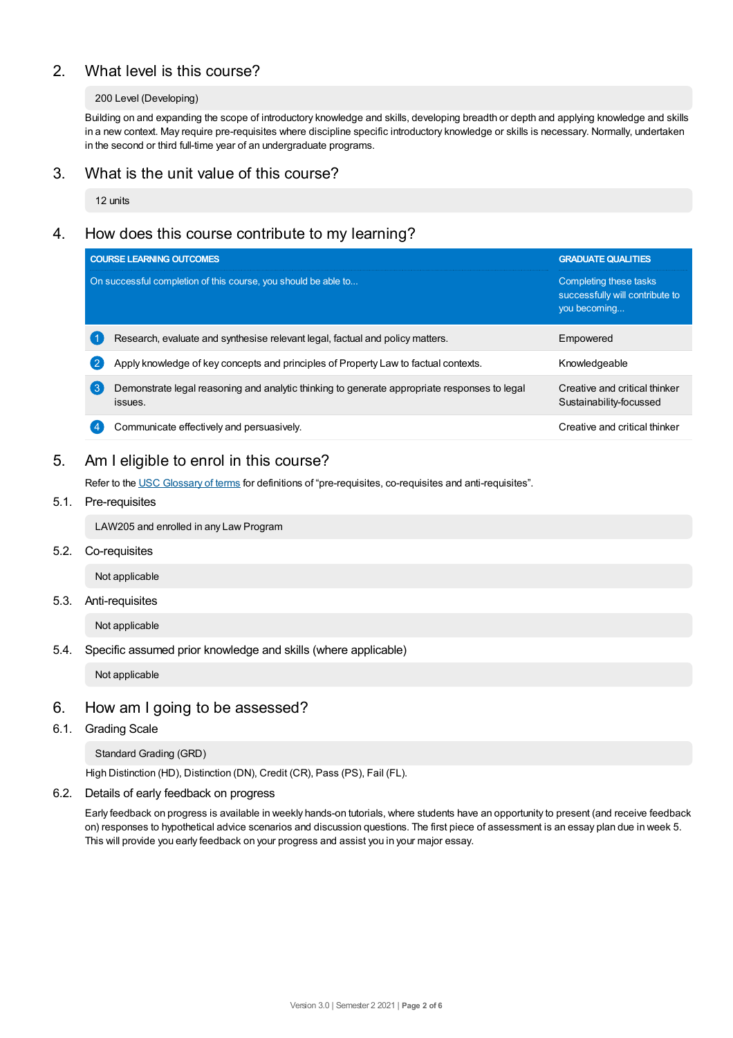## 2. What level is this course?

200 Level (Developing)

Building on and expanding the scope of introductory knowledge and skills, developing breadth or depth and applying knowledge and skills in a new context. May require pre-requisites where discipline specific introductory knowledge or skills is necessary. Normally, undertaken in the second or third full-time year of an undergraduate programs.

## 3. What is the unit value of this course?

12 units

## 4. How does this course contribute to my learning?

| | COURSE LEARNING OUTCOMES<br>On successful completion of this course, you should be able to... | GRADUATE QUALITIES<br>Completing these tasks successfully will contribute to you becoming... |
|---|---|---|
| 1 | Research, evaluate and synthesise relevant legal, factual and policy matters. | Empowered |
| 2 | Apply knowledge of key concepts and principles of Property Law to factual contexts. | Knowledgeable |
| 3 | Demonstrate legal reasoning and analytic thinking to generate appropriate responses to legal issues. | Creative and critical thinker<br>Sustainability-focussed |
| 4 | Communicate effectively and persuasively. | Creative and critical thinker |

## 5. Am I eligible to enrol in this course?

Refer to the USC Glossary of terms for definitions of "pre-requisites, co-requisites and anti-requisites".

### 5.1. Pre-requisites

LAW205 and enrolled in any Law Program

### 5.2. Co-requisites

Not applicable

### 5.3. Anti-requisites

Not applicable

### 5.4. Specific assumed prior knowledge and skills (where applicable)

Not applicable

## 6. How am I going to be assessed?

### 6.1. Grading Scale

Standard Grading (GRD)

High Distinction (HD), Distinction (DN), Credit (CR), Pass (PS), Fail (FL).

### 6.2. Details of early feedback on progress

Early feedback on progress is available in weekly hands-on tutorials, where students have an opportunity to present (and receive feedback on) responses to hypothetical advice scenarios and discussion questions. The first piece of assessment is an essay plan due in week 5. This will provide you early feedback on your progress and assist you in your major essay.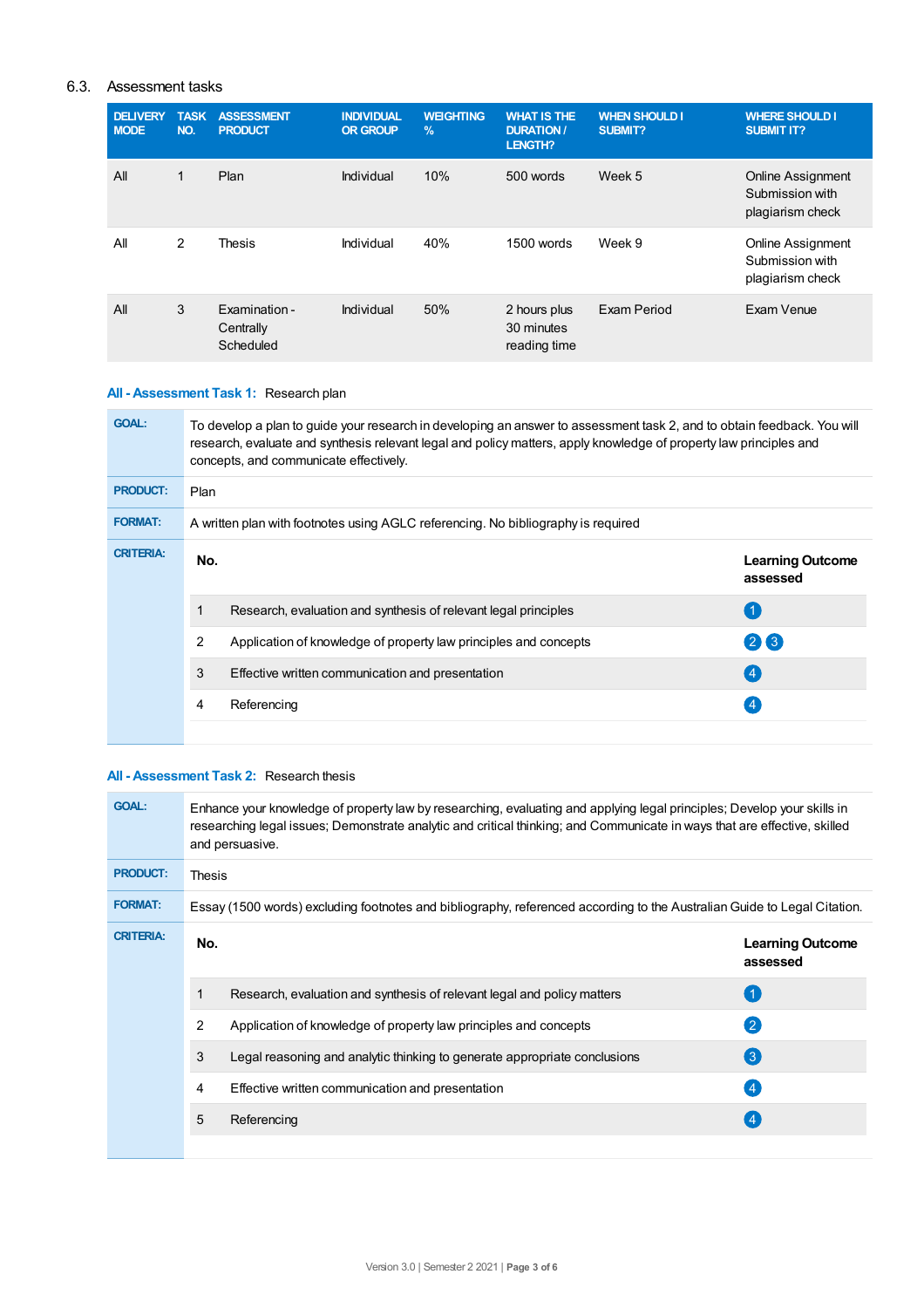## 6.3. Assessment tasks

| DELIVERY MODE | TASK NO. | ASSESSMENT PRODUCT | INDIVIDUAL OR GROUP | WEIGHTING % | WHAT IS THE DURATION / LENGTH? | WHEN SHOULD I SUBMIT? | WHERE SHOULD I SUBMIT IT? |
|---|---|---|---|---|---|---|---|
| All | 1 | Plan | Individual | 10% | 500 words | Week 5 | Online Assignment Submission with plagiarism check |
| All | 2 | Thesis | Individual | 40% | 1500 words | Week 9 | Online Assignment Submission with plagiarism check |
| All | 3 | Examination - Centrally Scheduled | Individual | 50% | 2 hours plus 30 minutes reading time | Exam Period | Exam Venue |

### All - Assessment Task 1: Research plan

**GOAL:** To develop a plan to guide your research in developing an answer to assessment task 2, and to obtain feedback. You will research, evaluate and synthesis relevant legal and policy matters, apply knowledge of property law principles and concepts, and communicate effectively.

**PRODUCT:** Plan

**FORMAT:** A written plan with footnotes using AGLC referencing. No bibliography is required

**CRITERIA:**

| No. | | Learning Outcome assessed |
|---|---|---|
| 1 | Research, evaluation and synthesis of relevant legal principles | 1 |
| 2 | Application of knowledge of property law principles and concepts | 2 3 |
| 3 | Effective written communication and presentation | 4 |
| 4 | Referencing | 4 |

### All - Assessment Task 2: Research thesis

**GOAL:** Enhance your knowledge of property law by researching, evaluating and applying legal principles; Develop your skills in researching legal issues; Demonstrate analytic and critical thinking; and Communicate in ways that are effective, skilled and persuasive.

**PRODUCT:** Thesis

**FORMAT:** Essay (1500 words) excluding footnotes and bibliography, referenced according to the Australian Guide to Legal Citation.

**CRITERIA:**

| No. | | Learning Outcome assessed |
|---|---|---|
| 1 | Research, evaluation and synthesis of relevant legal and policy matters | 1 |
| 2 | Application of knowledge of property law principles and concepts | 2 |
| 3 | Legal reasoning and analytic thinking to generate appropriate conclusions | 3 |
| 4 | Effective written communication and presentation | 4 |
| 5 | Referencing | 4 |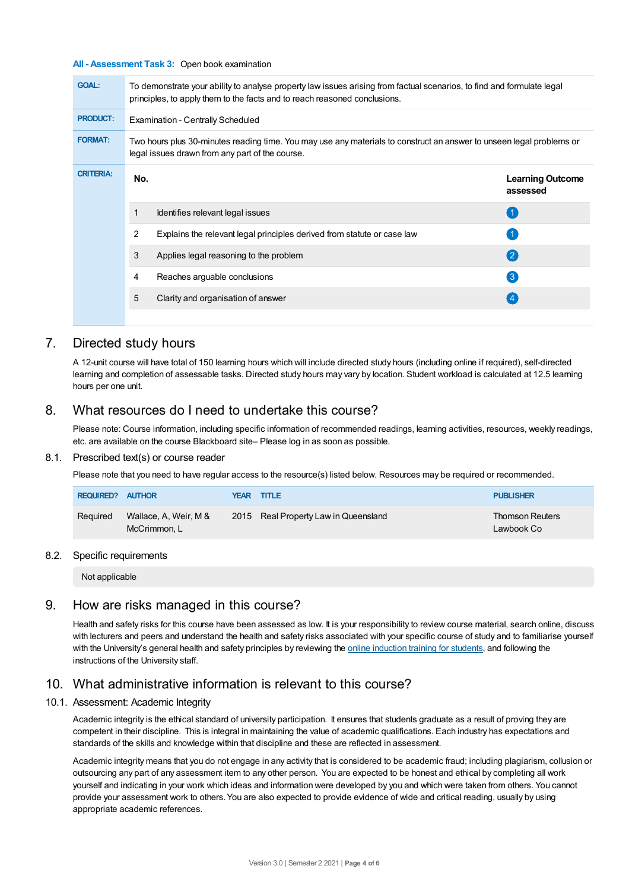**All - Assessment Task 3:** Open book examination

| | |
|---|---|
| **GOAL:** | To demonstrate your ability to analyse property law issues arising from factual scenarios, to find and formulate legal principles, to apply them to the facts and to reach reasoned conclusions. |
| **PRODUCT:** | Examination - Centrally Scheduled |
| **FORMAT:** | Two hours plus 30-minutes reading time. You may use any materials to construct an answer to unseen legal problems or legal issues drawn from any part of the course. |

**CRITERIA:**

| No. | | Learning Outcome assessed |
|---|---|---|
| 1 | Identifies relevant legal issues | 1 |
| 2 | Explains the relevant legal principles derived from statute or case law | 1 |
| 3 | Applies legal reasoning to the problem | 2 |
| 4 | Reaches arguable conclusions | 3 |
| 5 | Clarity and organisation of answer | 4 |

# 7. Directed study hours

A 12-unit course will have total of 150 learning hours which will include directed study hours (including online if required), self-directed learning and completion of assessable tasks. Directed study hours may vary by location. Student workload is calculated at 12.5 learning hours per one unit.

# 8. What resources do I need to undertake this course?

Please note: Course information, including specific information of recommended readings, learning activities, resources, weekly readings, etc. are available on the course Blackboard site– Please log in as soon as possible.

## 8.1. Prescribed text(s) or course reader

Please note that you need to have regular access to the resource(s) listed below. Resources may be required or recommended.

| REQUIRED? | AUTHOR | YEAR | TITLE | PUBLISHER |
|---|---|---|---|---|
| Required | Wallace, A, Weir, M & McCrimmon, L | 2015 | Real Property Law in Queensland | Thomson Reuters Lawbook Co |

## 8.2. Specific requirements

Not applicable

# 9. How are risks managed in this course?

Health and safety risks for this course have been assessed as low. It is your responsibility to review course material, search online, discuss with lecturers and peers and understand the health and safety risks associated with your specific course of study and to familiarise yourself with the University's general health and safety principles by reviewing the online induction training for students, and following the instructions of the University staff.

# 10. What administrative information is relevant to this course?

## 10.1. Assessment: Academic Integrity

Academic integrity is the ethical standard of university participation. It ensures that students graduate as a result of proving they are competent in their discipline. This is integral in maintaining the value of academic qualifications. Each industry has expectations and standards of the skills and knowledge within that discipline and these are reflected in assessment.

Academic integrity means that you do not engage in any activity that is considered to be academic fraud; including plagiarism, collusion or outsourcing any part of any assessment item to any other person. You are expected to be honest and ethical by completing all work yourself and indicating in your work which ideas and information were developed by you and which were taken from others. You cannot provide your assessment work to others. You are also expected to provide evidence of wide and critical reading, usually by using appropriate academic references.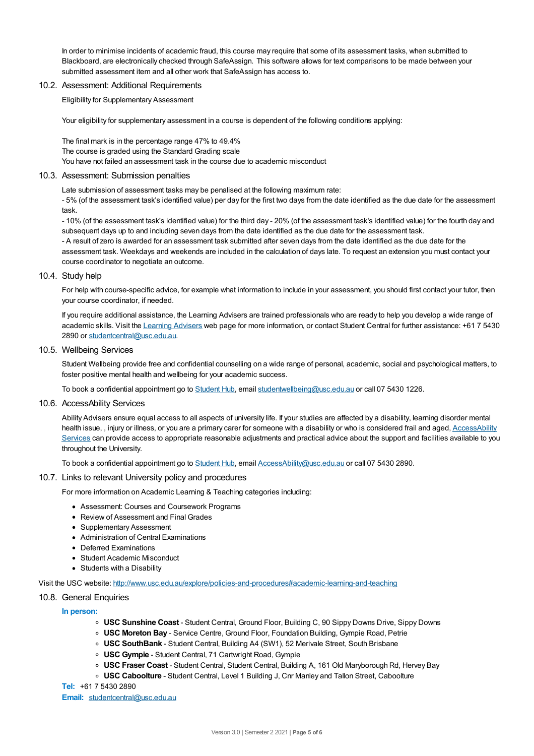In order to minimise incidents of academic fraud, this course may require that some of its assessment tasks, when submitted to Blackboard, are electronically checked through SafeAssign. This software allows for text comparisons to be made between your submitted assessment item and all other work that SafeAssign has access to.

### 10.2. Assessment: Additional Requirements

Eligibility for Supplementary Assessment

Your eligibility for supplementary assessment in a course is dependent of the following conditions applying:

The final mark is in the percentage range 47% to 49.4%
The course is graded using the Standard Grading scale
You have not failed an assessment task in the course due to academic misconduct

### 10.3. Assessment: Submission penalties

Late submission of assessment tasks may be penalised at the following maximum rate:
- 5% (of the assessment task's identified value) per day for the first two days from the date identified as the due date for the assessment task.
- 10% (of the assessment task's identified value) for the third day - 20% (of the assessment task's identified value) for the fourth day and subsequent days up to and including seven days from the date identified as the due date for the assessment task.
- A result of zero is awarded for an assessment task submitted after seven days from the date identified as the due date for the assessment task. Weekdays and weekends are included in the calculation of days late. To request an extension you must contact your course coordinator to negotiate an outcome.

### 10.4. Study help

For help with course-specific advice, for example what information to include in your assessment, you should first contact your tutor, then your course coordinator, if needed.

If you require additional assistance, the Learning Advisers are trained professionals who are ready to help you develop a wide range of academic skills. Visit the Learning Advisers web page for more information, or contact Student Central for further assistance: +61 7 5430 2890 or studentcentral@usc.edu.au.

### 10.5. Wellbeing Services

Student Wellbeing provide free and confidential counselling on a wide range of personal, academic, social and psychological matters, to foster positive mental health and wellbeing for your academic success.

To book a confidential appointment go to Student Hub, email studentwellbeing@usc.edu.au or call 07 5430 1226.

### 10.6. AccessAbility Services

Ability Advisers ensure equal access to all aspects of university life. If your studies are affected by a disability, learning disorder mental health issue, , injury or illness, or you are a primary carer for someone with a disability or who is considered frail and aged, AccessAbility Services can provide access to appropriate reasonable adjustments and practical advice about the support and facilities available to you throughout the University.

To book a confidential appointment go to Student Hub, email AccessAbility@usc.edu.au or call 07 5430 2890.

### 10.7. Links to relevant University policy and procedures

For more information on Academic Learning & Teaching categories including:

- Assessment: Courses and Coursework Programs
- Review of Assessment and Final Grades
- Supplementary Assessment
- Administration of Central Examinations
- Deferred Examinations
- Student Academic Misconduct
- Students with a Disability

Visit the USC website: http://www.usc.edu.au/explore/policies-and-procedures#academic-learning-and-teaching

### 10.8. General Enquiries

**In person:**

- **USC Sunshine Coast** - Student Central, Ground Floor, Building C, 90 Sippy Downs Drive, Sippy Downs
- **USC Moreton Bay** - Service Centre, Ground Floor, Foundation Building, Gympie Road, Petrie
- **USC SouthBank** - Student Central, Building A4 (SW1), 52 Merivale Street, South Brisbane
- **USC Gympie** - Student Central, 71 Cartwright Road, Gympie
- **USC Fraser Coast** - Student Central, Student Central, Building A, 161 Old Maryborough Rd, Hervey Bay
- **USC Caboolture** - Student Central, Level 1 Building J, Cnr Manley and Tallon Street, Caboolture

**Tel:** +61 7 5430 2890

**Email:** studentcentral@usc.edu.au